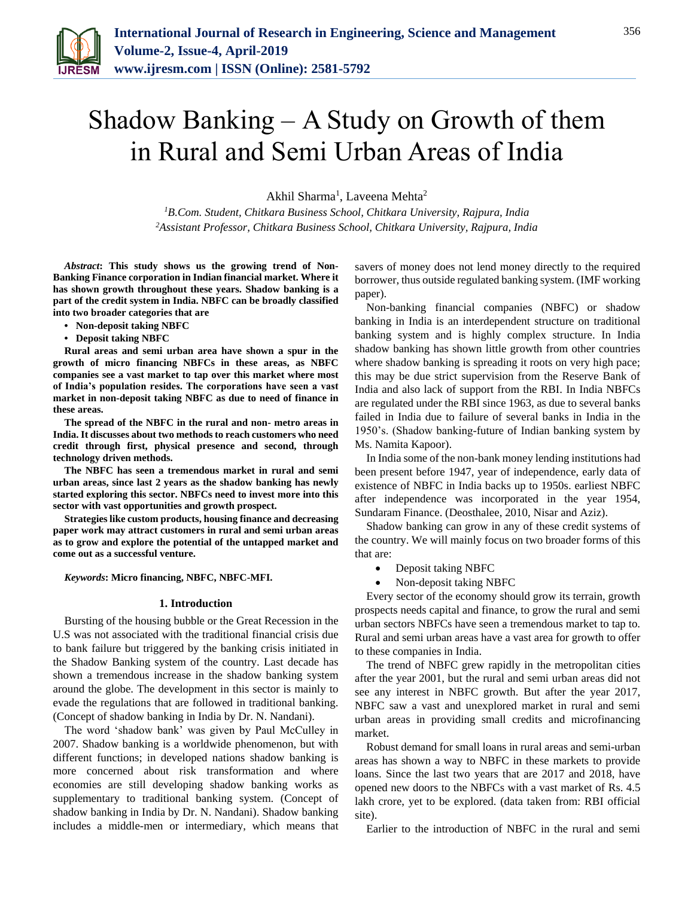# Shadow Banking – A Study on Growth of them in Rural and Semi Urban Areas of India

Akhil Sharma[1], Laveena Mehta[2]

[1]*B.Com. Student, Chitkara Business School, Chitkara University, Rajpura, India*
[2]*Assistant Professor, Chitkara Business School, Chitkara University, Rajpura, India*

***Abstract*: This study shows us the growing trend of Non-Banking Finance corporation in Indian financial market. Where it has shown growth throughout these years. Shadow banking is a part of the credit system in India. NBFC can be broadly classified into two broader categories that are**

- **Non-deposit taking NBFC**
- **Deposit taking NBFC**

**Rural areas and semi urban area have shown a spur in the growth of micro financing NBFCs in these areas, as NBFC companies see a vast market to tap over this market where most of India's population resides. The corporations have seen a vast market in non-deposit taking NBFC as due to need of finance in these areas.**

**The spread of the NBFC in the rural and non- metro areas in India. It discusses about two methods to reach customers who need credit through first, physical presence and second, through technology driven methods.**

**The NBFC has seen a tremendous market in rural and semi urban areas, since last 2 years as the shadow banking has newly started exploring this sector. NBFCs need to invest more into this sector with vast opportunities and growth prospect.**

**Strategies like custom products, housing finance and decreasing paper work may attract customers in rural and semi urban areas as to grow and explore the potential of the untapped market and come out as a successful venture.**

***Keywords*: Micro financing, NBFC, NBFC-MFI.**

## 1. Introduction

Bursting of the housing bubble or the Great Recession in the U.S was not associated with the traditional financial crisis due to bank failure but triggered by the banking crisis initiated in the Shadow Banking system of the country. Last decade has shown a tremendous increase in the shadow banking system around the globe. The development in this sector is mainly to evade the regulations that are followed in traditional banking. (Concept of shadow banking in India by Dr. N. Nandani).

The word 'shadow bank' was given by Paul McCulley in 2007. Shadow banking is a worldwide phenomenon, but with different functions; in developed nations shadow banking is more concerned about risk transformation and where economies are still developing shadow banking works as supplementary to traditional banking system. (Concept of shadow banking in India by Dr. N. Nandani). Shadow banking includes a middle-men or intermediary, which means that savers of money does not lend money directly to the required borrower, thus outside regulated banking system. (IMF working paper).

Non-banking financial companies (NBFC) or shadow banking in India is an interdependent structure on traditional banking system and is highly complex structure. In India shadow banking has shown little growth from other countries where shadow banking is spreading it roots on very high pace; this may be due strict supervision from the Reserve Bank of India and also lack of support from the RBI. In India NBFCs are regulated under the RBI since 1963, as due to several banks failed in India due to failure of several banks in India in the 1950's. (Shadow banking-future of Indian banking system by Ms. Namita Kapoor).

In India some of the non-bank money lending institutions had been present before 1947, year of independence, early data of existence of NBFC in India backs up to 1950s. earliest NBFC after independence was incorporated in the year 1954, Sundaram Finance. (Deosthalee, 2010, Nisar and Aziz).

Shadow banking can grow in any of these credit systems of the country. We will mainly focus on two broader forms of this that are:

- Deposit taking NBFC
- Non-deposit taking NBFC

Every sector of the economy should grow its terrain, growth prospects needs capital and finance, to grow the rural and semi urban sectors NBFCs have seen a tremendous market to tap to. Rural and semi urban areas have a vast area for growth to offer to these companies in India.

The trend of NBFC grew rapidly in the metropolitan cities after the year 2001, but the rural and semi urban areas did not see any interest in NBFC growth. But after the year 2017, NBFC saw a vast and unexplored market in rural and semi urban areas in providing small credits and microfinancing market.

Robust demand for small loans in rural areas and semi-urban areas has shown a way to NBFC in these markets to provide loans. Since the last two years that are 2017 and 2018, have opened new doors to the NBFCs with a vast market of Rs. 4.5 lakh crore, yet to be explored. (data taken from: RBI official site).

Earlier to the introduction of NBFC in the rural and semi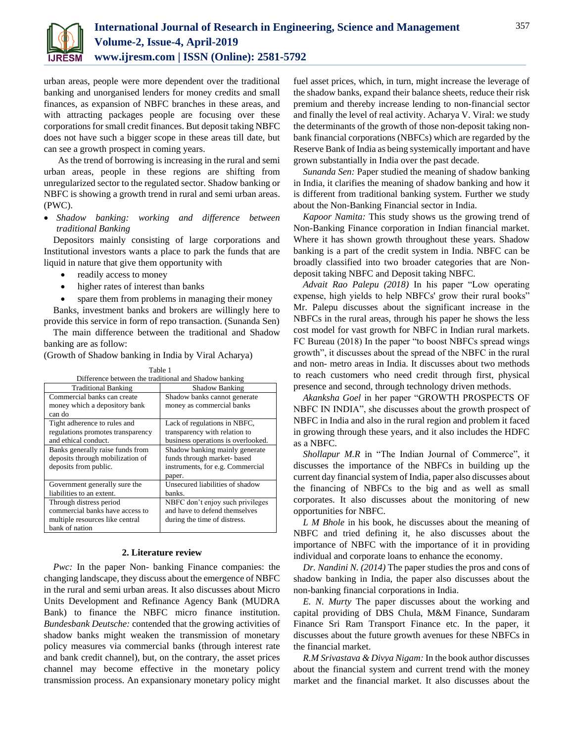urban areas, people were more dependent over the traditional banking and unorganised lenders for money credits and small finances, as expansion of NBFC branches in these areas, and with attracting packages people are focusing over these corporations for small credit finances. But deposit taking NBFC does not have such a bigger scope in these areas till date, but can see a growth prospect in coming years.

As the trend of borrowing is increasing in the rural and semi urban areas, people in these regions are shifting from unregularized sector to the regulated sector. Shadow banking or NBFC is showing a growth trend in rural and semi urban areas. (PWC).

- *Shadow banking: working and difference between traditional Banking*

Depositors mainly consisting of large corporations and Institutional investors wants a place to park the funds that are liquid in nature that give them opportunity with

- readily access to money
- higher rates of interest than banks
- spare them from problems in managing their money

Banks, investment banks and brokers are willingly here to provide this service in form of repo transaction. (Sunanda Sen)

The main difference between the traditional and Shadow banking are as follow:

(Growth of Shadow banking in India by Viral Acharya)

Table 1
Difference between the traditional and Shadow banking

| Traditional Banking | Shadow Banking |
|---|---|
| Commercial banks can create money which a depository bank can do | Shadow banks cannot generate money as commercial banks |
| Tight adherence to rules and regulations promotes transparency and ethical conduct. | Lack of regulations in NBFC, transparency with relation to business operations is overlooked. |
| Banks generally raise funds from deposits through mobilization of deposits from public. | Shadow banking mainly generate funds through market- based instruments, for e.g. Commercial paper. |
| Government generally sure the liabilities to an extent. | Unsecured liabilities of shadow banks. |
| Through distress period commercial banks have access to multiple resources like central bank of nation | NBFC don't enjoy such privileges and have to defend themselves during the time of distress. |

## 2. Literature review

*Pwc:* In the paper Non- banking Finance companies: the changing landscape, they discuss about the emergence of NBFC in the rural and semi urban areas. It also discusses about Micro Units Development and Refinance Agency Bank (MUDRA Bank) to finance the NBFC micro finance institution. *Bundesbank Deutsche:* contended that the growing activities of shadow banks might weaken the transmission of monetary policy measures via commercial banks (through interest rate and bank credit channel), but, on the contrary, the asset prices channel may become effective in the monetary policy transmission process. An expansionary monetary policy might fuel asset prices, which, in turn, might increase the leverage of the shadow banks, expand their balance sheets, reduce their risk premium and thereby increase lending to non-financial sector and finally the level of real activity. Acharya V. Viral: we study the determinants of the growth of those non-deposit taking non-bank financial corporations (NBFCs) which are regarded by the Reserve Bank of India as being systemically important and have grown substantially in India over the past decade.

*Sunanda Sen:* Paper studied the meaning of shadow banking in India, it clarifies the meaning of shadow banking and how it is different from traditional banking system. Further we study about the Non-Banking Financial sector in India.

*Kapoor Namita:* This study shows us the growing trend of Non-Banking Finance corporation in Indian financial market. Where it has shown growth throughout these years. Shadow banking is a part of the credit system in India. NBFC can be broadly classified into two broader categories that are Non-deposit taking NBFC and Deposit taking NBFC.

*Advait Rao Palepu (2018)* In his paper "Low operating expense, high yields to help NBFCs' grow their rural books" Mr. Palepu discusses about the significant increase in the NBFCs in the rural areas, through his paper he shows the less cost model for vast growth for NBFC in Indian rural markets. FC Bureau (2018) In the paper "to boost NBFCs spread wings growth", it discusses about the spread of the NBFC in the rural and non- metro areas in India. It discusses about two methods to reach customers who need credit through first, physical presence and second, through technology driven methods.

*Akanksha Goel* in her paper "GROWTH PROSPECTS OF NBFC IN INDIA", she discusses about the growth prospect of NBFC in India and also in the rural region and problem it faced in growing through these years, and it also includes the HDFC as a NBFC.

*Shollapur M.R* in "The Indian Journal of Commerce", it discusses the importance of the NBFCs in building up the current day financial system of India, paper also discusses about the financing of NBFCs to the big and as well as small corporates. It also discusses about the monitoring of new opportunities for NBFC.

*L M Bhole* in his book, he discusses about the meaning of NBFC and tried defining it, he also discusses about the importance of NBFC with the importance of it in providing individual and corporate loans to enhance the economy.

*Dr. Nandini N. (2014)* The paper studies the pros and cons of shadow banking in India, the paper also discusses about the non-banking financial corporations in India.

*E. N. Murty* The paper discusses about the working and capital providing of DBS Chula, M&M Finance, Sundaram Finance Sri Ram Transport Finance etc. In the paper, it discusses about the future growth avenues for these NBFCs in the financial market.

*R.M Srivastava & Divya Nigam:* In the book author discusses about the financial system and current trend with the money market and the financial market. It also discusses about the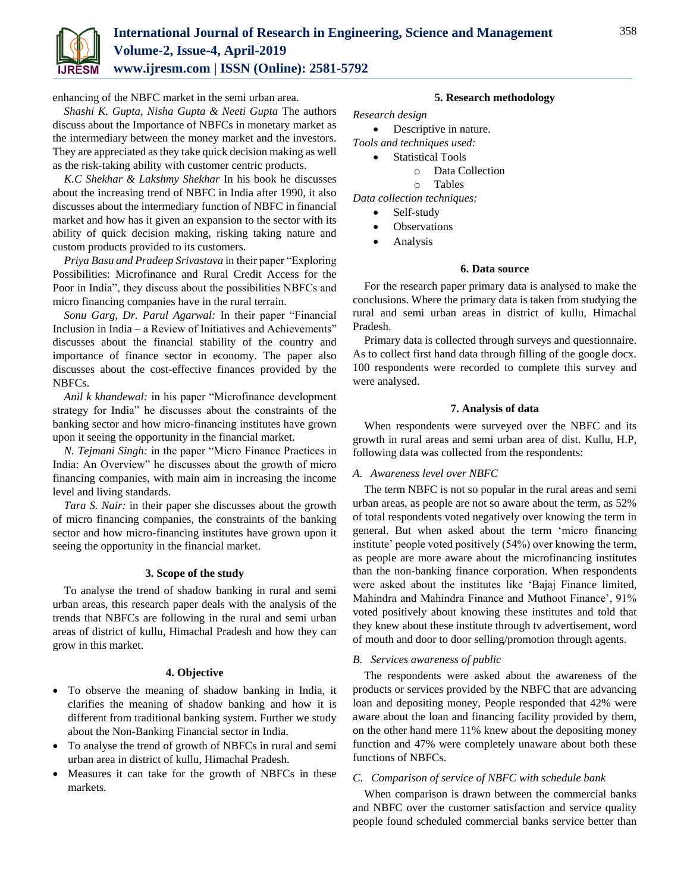enhancing of the NBFC market in the semi urban area.

*Shashi K. Gupta, Nisha Gupta & Neeti Gupta* The authors discuss about the Importance of NBFCs in monetary market as the intermediary between the money market and the investors. They are appreciated as they take quick decision making as well as the risk-taking ability with customer centric products.

*K.C Shekhar & Lakshmy Shekhar* In his book he discusses about the increasing trend of NBFC in India after 1990, it also discusses about the intermediary function of NBFC in financial market and how has it given an expansion to the sector with its ability of quick decision making, risking taking nature and custom products provided to its customers.

*Priya Basu and Pradeep Srivastava* in their paper "Exploring Possibilities: Microfinance and Rural Credit Access for the Poor in India", they discuss about the possibilities NBFCs and micro financing companies have in the rural terrain.

*Sonu Garg, Dr. Parul Agarwal:* In their paper "Financial Inclusion in India – a Review of Initiatives and Achievements" discusses about the financial stability of the country and importance of finance sector in economy. The paper also discusses about the cost-effective finances provided by the NBFCs.

*Anil k khandewal:* in his paper "Microfinance development strategy for India" he discusses about the constraints of the banking sector and how micro-financing institutes have grown upon it seeing the opportunity in the financial market.

*N. Tejmani Singh:* in the paper "Micro Finance Practices in India: An Overview" he discusses about the growth of micro financing companies, with main aim in increasing the income level and living standards.

*Tara S. Nair:* in their paper she discusses about the growth of micro financing companies, the constraints of the banking sector and how micro-financing institutes have grown upon it seeing the opportunity in the financial market.

## 3. Scope of the study

To analyse the trend of shadow banking in rural and semi urban areas, this research paper deals with the analysis of the trends that NBFCs are following in the rural and semi urban areas of district of kullu, Himachal Pradesh and how they can grow in this market.

## 4. Objective

- To observe the meaning of shadow banking in India, it clarifies the meaning of shadow banking and how it is different from traditional banking system. Further we study about the Non-Banking Financial sector in India.
- To analyse the trend of growth of NBFCs in rural and semi urban area in district of kullu, Himachal Pradesh.
- Measures it can take for the growth of NBFCs in these markets.

## 5. Research methodology

*Research design*

- Descriptive in nature.

*Tools and techniques used:*

- Statistical Tools
  - Data Collection
  - Tables

*Data collection techniques:*

- Self-study
- Observations
- Analysis

## 6. Data source

For the research paper primary data is analysed to make the conclusions. Where the primary data is taken from studying the rural and semi urban areas in district of kullu, Himachal Pradesh.

Primary data is collected through surveys and questionnaire. As to collect first hand data through filling of the google docx. 100 respondents were recorded to complete this survey and were analysed.

## 7. Analysis of data

When respondents were surveyed over the NBFC and its growth in rural areas and semi urban area of dist. Kullu, H.P, following data was collected from the respondents:

### *A. Awareness level over NBFC*

The term NBFC is not so popular in the rural areas and semi urban areas, as people are not so aware about the term, as 52% of total respondents voted negatively over knowing the term in general. But when asked about the term 'micro financing institute' people voted positively (54%) over knowing the term, as people are more aware about the microfinancing institutes than the non-banking finance corporation. When respondents were asked about the institutes like 'Bajaj Finance limited, Mahindra and Mahindra Finance and Muthoot Finance', 91% voted positively about knowing these institutes and told that they knew about these institute through tv advertisement, word of mouth and door to door selling/promotion through agents.

### *B. Services awareness of public*

The respondents were asked about the awareness of the products or services provided by the NBFC that are advancing loan and depositing money, People responded that 42% were aware about the loan and financing facility provided by them, on the other hand mere 11% knew about the depositing money function and 47% were completely unaware about both these functions of NBFCs.

### *C. Comparison of service of NBFC with schedule bank*

When comparison is drawn between the commercial banks and NBFC over the customer satisfaction and service quality people found scheduled commercial banks service better than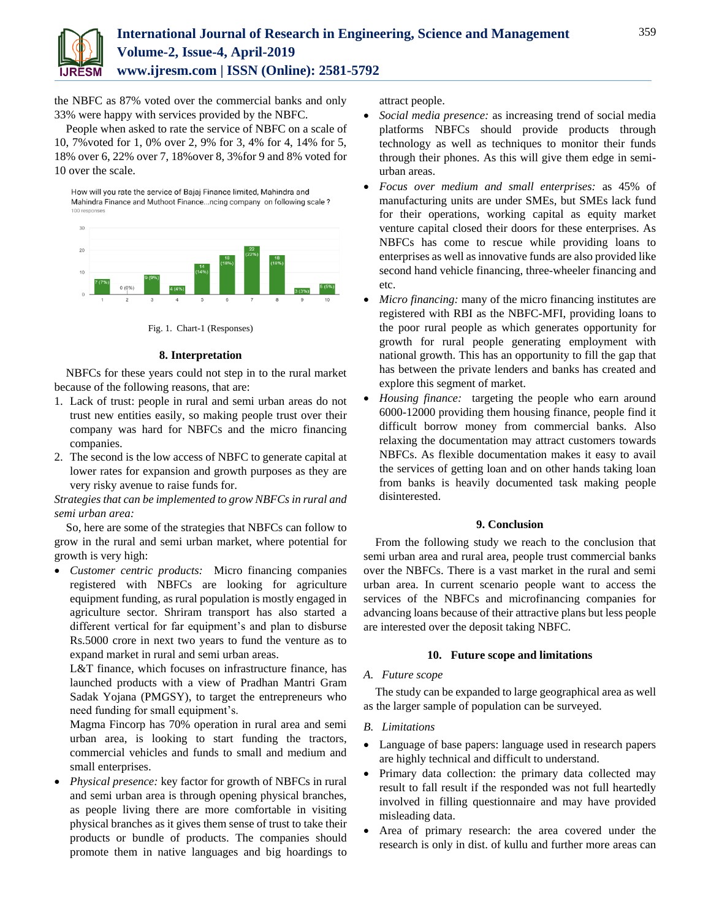the NBFC as 87% voted over the commercial banks and only 33% were happy with services provided by the NBFC.

People when asked to rate the service of NBFC on a scale of 10, 7%voted for 1, 0% over 2, 9% for 3, 4% for 4, 14% for 5, 18% over 6, 22% over 7, 18%over 8, 3%for 9 and 8% voted for 10 over the scale.

Fig. 1. Chart-1 (Responses)

## 8. Interpretation

NBFCs for these years could not step in to the rural market because of the following reasons, that are:

1. Lack of trust: people in rural and semi urban areas do not trust new entities easily, so making people trust over their company was hard for NBFCs and the micro financing companies.
2. The second is the low access of NBFC to generate capital at lower rates for expansion and growth purposes as they are very risky avenue to raise funds for.

*Strategies that can be implemented to grow NBFCs in rural and semi urban area:*

So, here are some of the strategies that NBFCs can follow to grow in the rural and semi urban market, where potential for growth is very high:

- *Customer centric products:* Micro financing companies registered with NBFCs are looking for agriculture equipment funding, as rural population is mostly engaged in agriculture sector. Shriram transport has also started a different vertical for far equipment's and plan to disburse Rs.5000 crore in next two years to fund the venture as to expand market in rural and semi urban areas.

  L&T finance, which focuses on infrastructure finance, has launched products with a view of Pradhan Mantri Gram Sadak Yojana (PMGSY), to target the entrepreneurs who need funding for small equipment's.

  Magma Fincorp has 70% operation in rural area and semi urban area, is looking to start funding the tractors, commercial vehicles and funds to small and medium and small enterprises.
- *Physical presence:* key factor for growth of NBFCs in rural and semi urban area is through opening physical branches, as people living there are more comfortable in visiting physical branches as it gives them sense of trust to take their products or bundle of products. The companies should promote them in native languages and big hoardings to attract people.
- *Social media presence:* as increasing trend of social media platforms NBFCs should provide products through technology as well as techniques to monitor their funds through their phones. As this will give them edge in semi-urban areas.
- *Focus over medium and small enterprises:* as 45% of manufacturing units are under SMEs, but SMEs lack fund for their operations, working capital as equity market venture capital closed their doors for these enterprises. As NBFCs has come to rescue while providing loans to enterprises as well as innovative funds are also provided like second hand vehicle financing, three-wheeler financing and etc.
- *Micro financing:* many of the micro financing institutes are registered with RBI as the NBFC-MFI, providing loans to the poor rural people as which generates opportunity for growth for rural people generating employment with national growth. This has an opportunity to fill the gap that has between the private lenders and banks has created and explore this segment of market.
- *Housing finance:* targeting the people who earn around 6000-12000 providing them housing finance, people find it difficult borrow money from commercial banks. Also relaxing the documentation may attract customers towards NBFCs. As flexible documentation makes it easy to avail the services of getting loan and on other hands taking loan from banks is heavily documented task making people disinterested.

## 9. Conclusion

From the following study we reach to the conclusion that semi urban area and rural area, people trust commercial banks over the NBFCs. There is a vast market in the rural and semi urban area. In current scenario people want to access the services of the NBFCs and microfinancing companies for advancing loans because of their attractive plans but less people are interested over the deposit taking NBFC.

## 10. Future scope and limitations

### A. Future scope

The study can be expanded to large geographical area as well as the larger sample of population can be surveyed.

### B. Limitations

- Language of base papers: language used in research papers are highly technical and difficult to understand.
- Primary data collection: the primary data collected may result to fall result if the responded was not full heartedly involved in filling questionnaire and may have provided misleading data.
- Area of primary research: the area covered under the research is only in dist. of kullu and further more areas can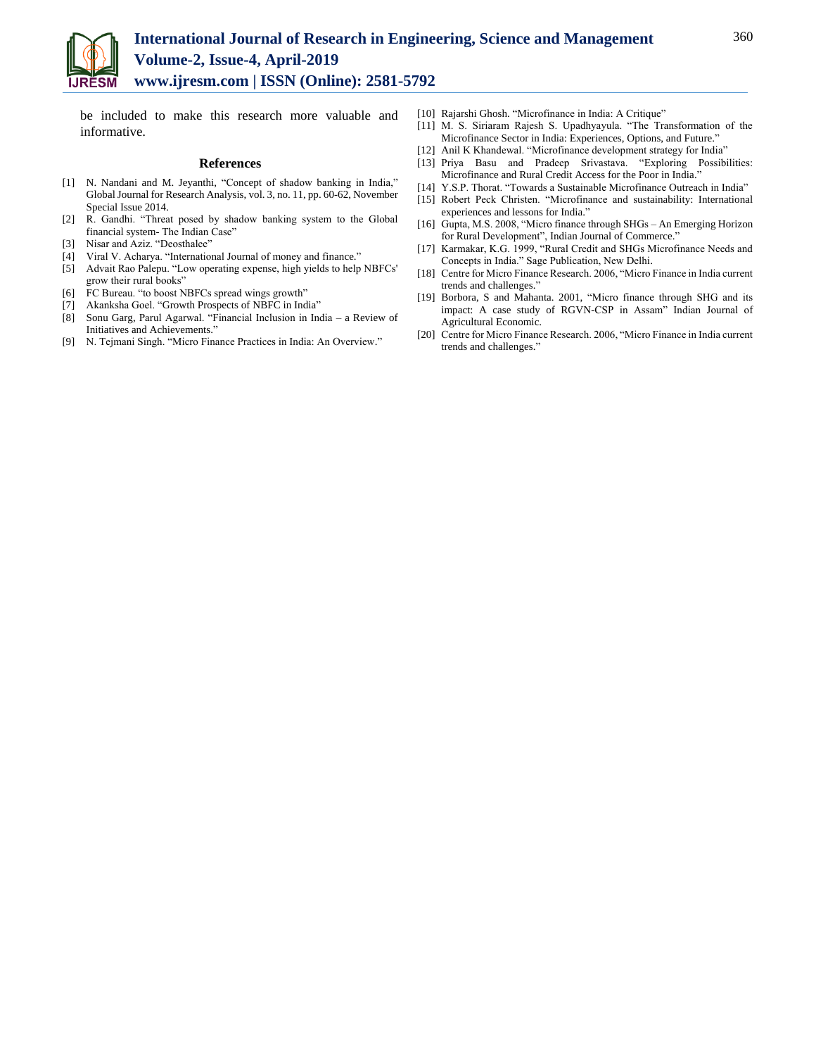be included to make this research more valuable and informative.

## References

- [1] N. Nandani and M. Jeyanthi, "Concept of shadow banking in India," Global Journal for Research Analysis, vol. 3, no. 11, pp. 60-62, November Special Issue 2014.
- [2] R. Gandhi. "Threat posed by shadow banking system to the Global financial system- The Indian Case"
- [3] Nisar and Aziz. "Deosthalee"
- [4] Viral V. Acharya. "International Journal of money and finance."
- [5] Advait Rao Palepu. "Low operating expense, high yields to help NBFCs' grow their rural books"
- [6] FC Bureau. "to boost NBFCs spread wings growth"
- [7] Akanksha Goel. "Growth Prospects of NBFC in India"
- [8] Sonu Garg, Parul Agarwal. "Financial Inclusion in India – a Review of Initiatives and Achievements."
- [9] N. Tejmani Singh. "Micro Finance Practices in India: An Overview."
- [10] Rajarshi Ghosh. "Microfinance in India: A Critique"
- [11] M. S. Siriaram Rajesh S. Upadhyayula. "The Transformation of the Microfinance Sector in India: Experiences, Options, and Future."
- [12] Anil K Khandewal. "Microfinance development strategy for India"
- [13] Priya Basu and Pradeep Srivastava. "Exploring Possibilities: Microfinance and Rural Credit Access for the Poor in India."
- [14] Y.S.P. Thorat. "Towards a Sustainable Microfinance Outreach in India"
- [15] Robert Peck Christen. "Microfinance and sustainability: International experiences and lessons for India."
- [16] Gupta, M.S. 2008, "Micro finance through SHGs – An Emerging Horizon for Rural Development", Indian Journal of Commerce."
- [17] Karmakar, K.G. 1999, "Rural Credit and SHGs Microfinance Needs and Concepts in India." Sage Publication, New Delhi.
- [18] Centre for Micro Finance Research. 2006, "Micro Finance in India current trends and challenges."
- [19] Borbora, S and Mahanta. 2001, "Micro finance through SHG and its impact: A case study of RGVN-CSP in Assam" Indian Journal of Agricultural Economic.
- [20] Centre for Micro Finance Research. 2006, "Micro Finance in India current trends and challenges."